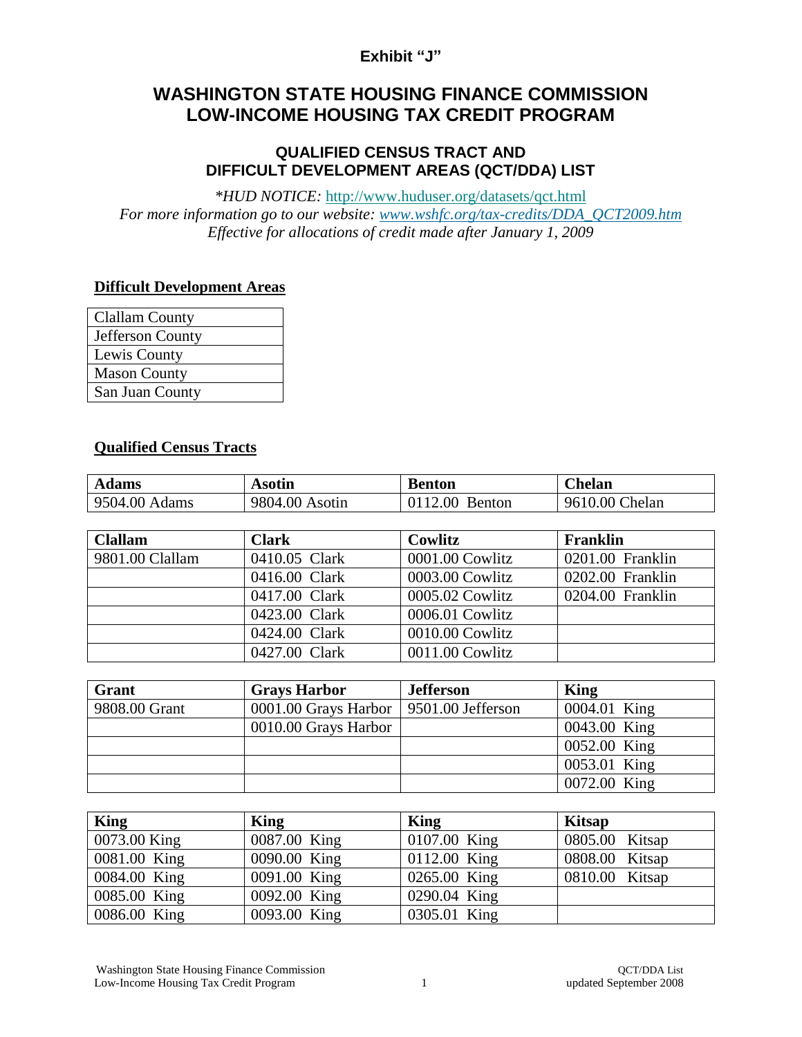**Exhibit "J"**

# WASHINGTON STATE HOUSING FINANCE COMMISSION LOW-INCOME HOUSING TAX CREDIT PROGRAM

## QUALIFIED CENSUS TRACT AND DIFFICULT DEVELOPMENT AREAS (QCT/DDA) LIST

*\*HUD NOTICE:* http://www.huduser.org/datasets/qct.html
*For more information go to our website: www.wshfc.org/tax-credits/DDA_QCT2009.htm*
*Effective for allocations of credit made after January 1, 2009*

### Difficult Development Areas

| |
|---|
| Clallam County |
| Jefferson County |
| Lewis County |
| Mason County |
| San Juan County |

### Qualified Census Tracts

| Adams | Asotin | Benton | Chelan |
|---|---|---|---|
| 9504.00 Adams | 9804.00 Asotin | 0112.00 Benton | 9610.00 Chelan |

| Clallam | Clark | Cowlitz | Franklin |
|---|---|---|---|
| 9801.00 Clallam | 0410.05 Clark | 0001.00 Cowlitz | 0201.00 Franklin |
| | 0416.00 Clark | 0003.00 Cowlitz | 0202.00 Franklin |
| | 0417.00 Clark | 0005.02 Cowlitz | 0204.00 Franklin |
| | 0423.00 Clark | 0006.01 Cowlitz | |
| | 0424.00 Clark | 0010.00 Cowlitz | |
| | 0427.00 Clark | 0011.00 Cowlitz | |

| Grant | Grays Harbor | Jefferson | King |
|---|---|---|---|
| 9808.00 Grant | 0001.00 Grays Harbor | 9501.00 Jefferson | 0004.01 King |
| | 0010.00 Grays Harbor | | 0043.00 King |
| | | | 0052.00 King |
| | | | 0053.01 King |
| | | | 0072.00 King |

| King | King | King | Kitsap |
|---|---|---|---|
| 0073.00 King | 0087.00 King | 0107.00 King | 0805.00 Kitsap |
| 0081.00 King | 0090.00 King | 0112.00 King | 0808.00 Kitsap |
| 0084.00 King | 0091.00 King | 0265.00 King | 0810.00 Kitsap |
| 0085.00 King | 0092.00 King | 0290.04 King | |
| 0086.00 King | 0093.00 King | 0305.01 King | |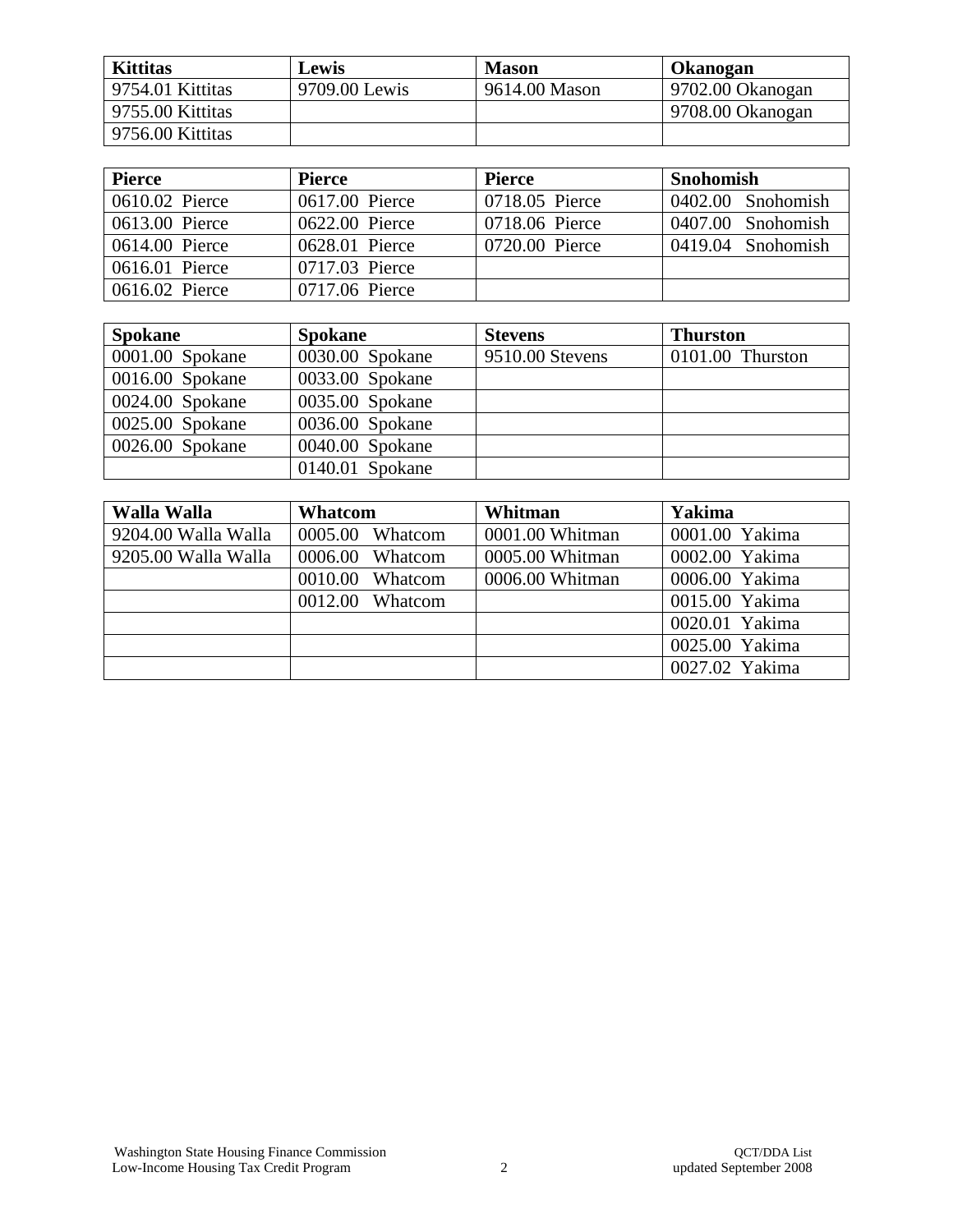| Kittitas | Lewis | Mason | Okanogan |
|---|---|---|---|
| 9754.01 Kittitas | 9709.00 Lewis | 9614.00 Mason | 9702.00 Okanogan |
| 9755.00 Kittitas | | | 9708.00 Okanogan |
| 9756.00 Kittitas | | | |

| Pierce | Pierce | Pierce | Snohomish |
|---|---|---|---|
| 0610.02 Pierce | 0617.00 Pierce | 0718.05 Pierce | 0402.00 Snohomish |
| 0613.00 Pierce | 0622.00 Pierce | 0718.06 Pierce | 0407.00 Snohomish |
| 0614.00 Pierce | 0628.01 Pierce | 0720.00 Pierce | 0419.04 Snohomish |
| 0616.01 Pierce | 0717.03 Pierce | | |
| 0616.02 Pierce | 0717.06 Pierce | | |

| Spokane | Spokane | Stevens | Thurston |
|---|---|---|---|
| 0001.00 Spokane | 0030.00 Spokane | 9510.00 Stevens | 0101.00 Thurston |
| 0016.00 Spokane | 0033.00 Spokane | | |
| 0024.00 Spokane | 0035.00 Spokane | | |
| 0025.00 Spokane | 0036.00 Spokane | | |
| 0026.00 Spokane | 0040.00 Spokane | | |
| | 0140.01 Spokane | | |

| Walla Walla | Whatcom | Whitman | Yakima |
|---|---|---|---|
| 9204.00 Walla Walla | 0005.00 Whatcom | 0001.00 Whitman | 0001.00 Yakima |
| 9205.00 Walla Walla | 0006.00 Whatcom | 0005.00 Whitman | 0002.00 Yakima |
| | 0010.00 Whatcom | 0006.00 Whitman | 0006.00 Yakima |
| | 0012.00 Whatcom | | 0015.00 Yakima |
| | | | 0020.01 Yakima |
| | | | 0025.00 Yakima |
| | | | 0027.02 Yakima |